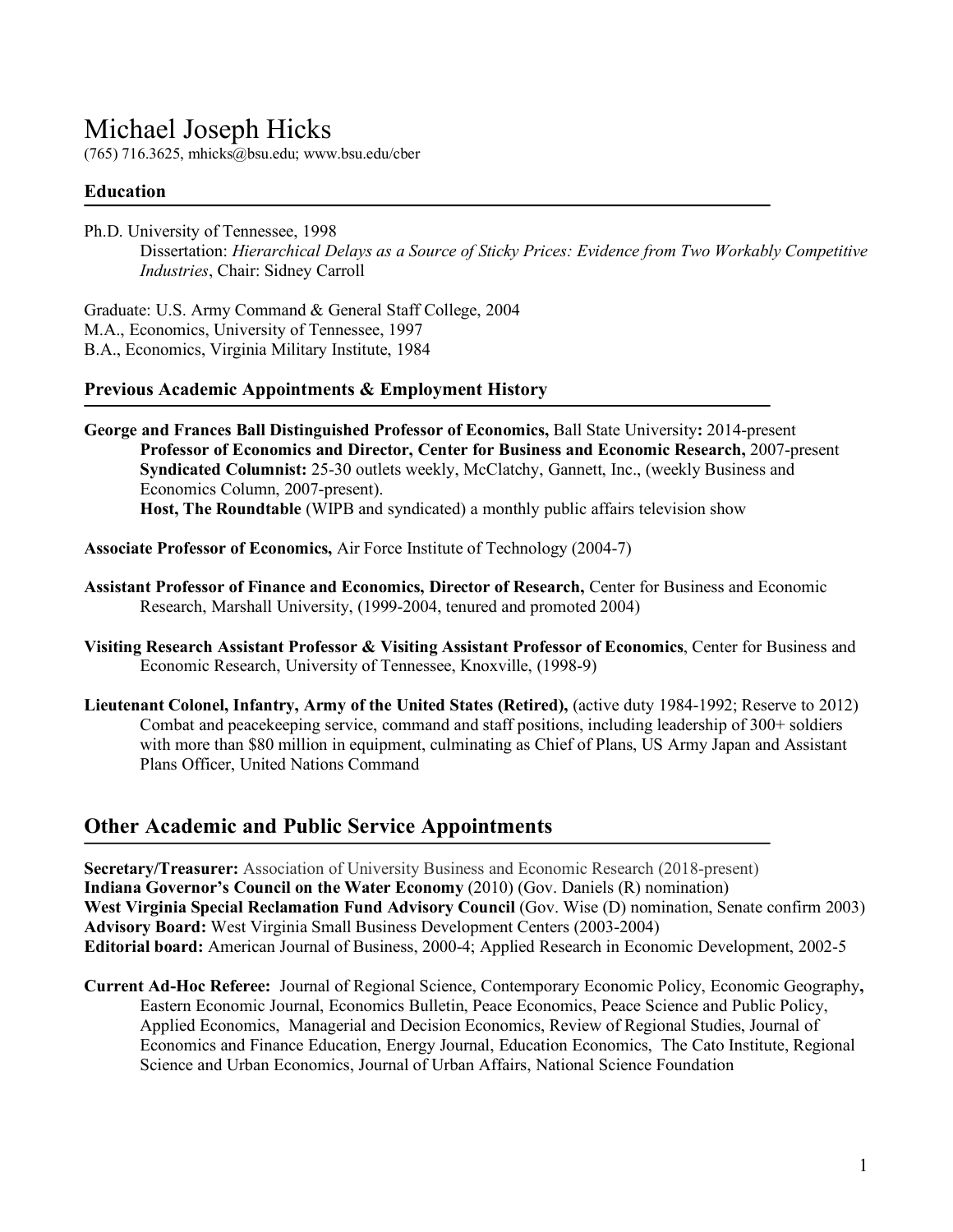# Michael Joseph Hicks

(765) 716.3625, mhicks@bsu.edu; www.bsu.edu/cber

## Education

Ph.D. University of Tennessee, 1998

Dissertation: *Hierarchical Delays as a Source of Sticky Prices: Evidence from Two Workably Competitive Industries*, Chair: Sidney Carroll

Graduate: U.S. Army Command & General Staff College, 2004
M.A., Economics, University of Tennessee, 1997
B.A., Economics, Virginia Military Institute, 1984

## Previous Academic Appointments & Employment History

**George and Frances Ball Distinguished Professor of Economics,** Ball State University**:** 2014-present

**Professor of Economics and Director, Center for Business and Economic Research,** 2007-present

**Syndicated Columnist:** 25-30 outlets weekly, McClatchy, Gannett, Inc., (weekly Business and Economics Column, 2007-present).

**Host, The Roundtable** (WIPB and syndicated) a monthly public affairs television show

**Associate Professor of Economics,** Air Force Institute of Technology (2004-7)

**Assistant Professor of Finance and Economics, Director of Research,** Center for Business and Economic Research, Marshall University, (1999-2004, tenured and promoted 2004)

**Visiting Research Assistant Professor & Visiting Assistant Professor of Economics**, Center for Business and Economic Research, University of Tennessee, Knoxville, (1998-9)

**Lieutenant Colonel, Infantry, Army of the United States (Retired),** (active duty 1984-1992; Reserve to 2012) Combat and peacekeeping service, command and staff positions, including leadership of 300+ soldiers with more than $80 million in equipment, culminating as Chief of Plans, US Army Japan and Assistant Plans Officer, United Nations Command

## Other Academic and Public Service Appointments

**Secretary/Treasurer:** Association of University Business and Economic Research (2018-present)
**Indiana Governor's Council on the Water Economy** (2010) (Gov. Daniels (R) nomination)
**West Virginia Special Reclamation Fund Advisory Council** (Gov. Wise (D) nomination, Senate confirm 2003)
**Advisory Board:** West Virginia Small Business Development Centers (2003-2004)
**Editorial board:** American Journal of Business, 2000-4; Applied Research in Economic Development, 2002-5

**Current Ad-Hoc Referee:** Journal of Regional Science, Contemporary Economic Policy, Economic Geography**,** Eastern Economic Journal, Economics Bulletin, Peace Economics, Peace Science and Public Policy, Applied Economics, Managerial and Decision Economics, Review of Regional Studies, Journal of Economics and Finance Education, Energy Journal, Education Economics, The Cato Institute, Regional Science and Urban Economics, Journal of Urban Affairs, National Science Foundation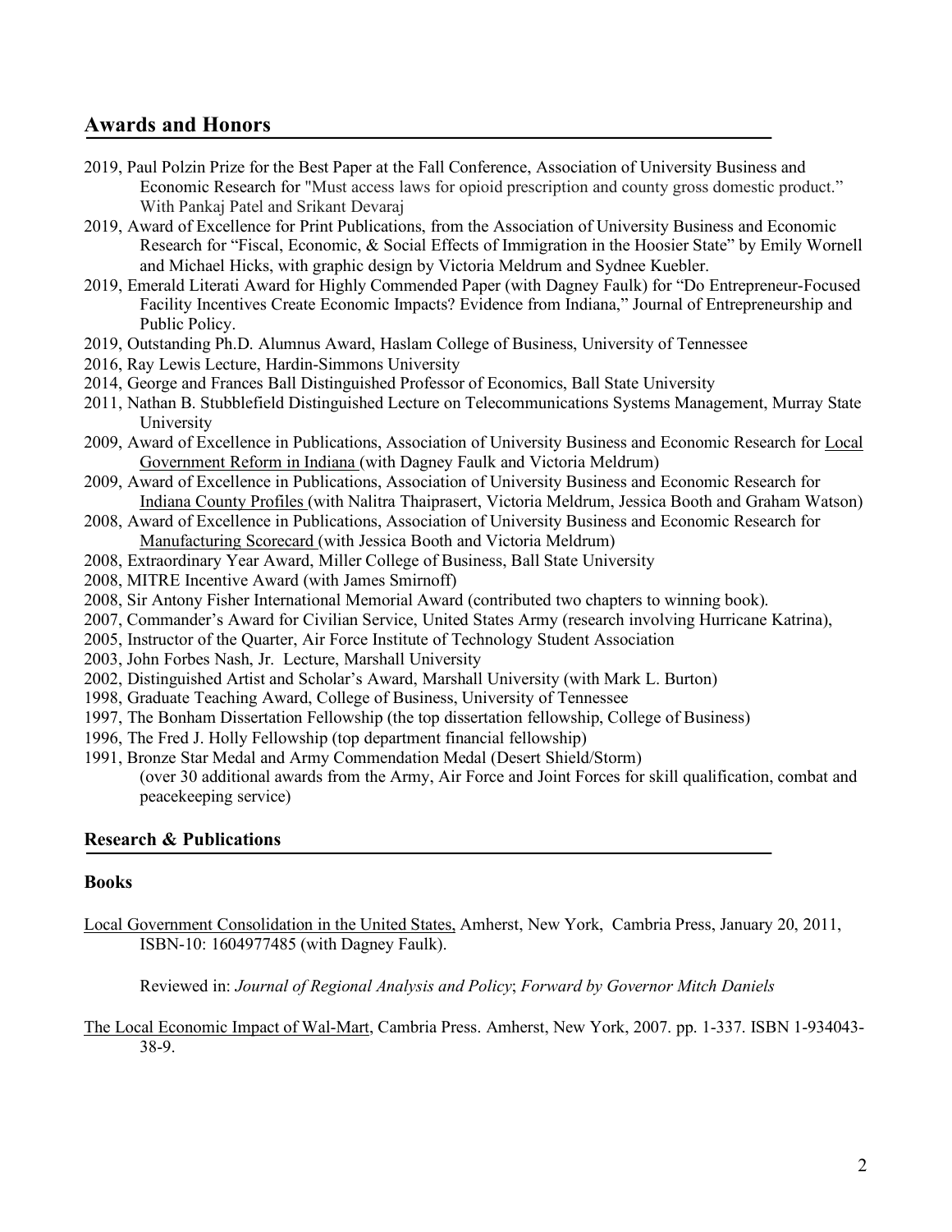## Awards and Honors

- 2019, Paul Polzin Prize for the Best Paper at the Fall Conference, Association of University Business and Economic Research for "Must access laws for opioid prescription and county gross domestic product." With Pankaj Patel and Srikant Devaraj
- 2019, Award of Excellence for Print Publications, from the Association of University Business and Economic Research for "Fiscal, Economic, & Social Effects of Immigration in the Hoosier State" by Emily Wornell and Michael Hicks, with graphic design by Victoria Meldrum and Sydnee Kuebler.
- 2019, Emerald Literati Award for Highly Commended Paper (with Dagney Faulk) for "Do Entrepreneur-Focused Facility Incentives Create Economic Impacts? Evidence from Indiana," Journal of Entrepreneurship and Public Policy.
- 2019, Outstanding Ph.D. Alumnus Award, Haslam College of Business, University of Tennessee
- 2016, Ray Lewis Lecture, Hardin-Simmons University
- 2014, George and Frances Ball Distinguished Professor of Economics, Ball State University
- 2011, Nathan B. Stubblefield Distinguished Lecture on Telecommunications Systems Management, Murray State University
- 2009, Award of Excellence in Publications, Association of University Business and Economic Research for <u>Local Government Reform in Indiana</u> (with Dagney Faulk and Victoria Meldrum)
- 2009, Award of Excellence in Publications, Association of University Business and Economic Research for <u>Indiana County Profiles</u> (with Nalitra Thaiprasert, Victoria Meldrum, Jessica Booth and Graham Watson)
- 2008, Award of Excellence in Publications, Association of University Business and Economic Research for <u>Manufacturing Scorecard</u> (with Jessica Booth and Victoria Meldrum)
- 2008, Extraordinary Year Award, Miller College of Business, Ball State University
- 2008, MITRE Incentive Award (with James Smirnoff)
- 2008, Sir Antony Fisher International Memorial Award (contributed two chapters to winning book).
- 2007, Commander's Award for Civilian Service, United States Army (research involving Hurricane Katrina),
- 2005, Instructor of the Quarter, Air Force Institute of Technology Student Association
- 2003, John Forbes Nash, Jr. Lecture, Marshall University
- 2002, Distinguished Artist and Scholar's Award, Marshall University (with Mark L. Burton)
- 1998, Graduate Teaching Award, College of Business, University of Tennessee
- 1997, The Bonham Dissertation Fellowship (the top dissertation fellowship, College of Business)
- 1996, The Fred J. Holly Fellowship (top department financial fellowship)
- 1991, Bronze Star Medal and Army Commendation Medal (Desert Shield/Storm) (over 30 additional awards from the Army, Air Force and Joint Forces for skill qualification, combat and peacekeeping service)

## Research & Publications

### Books

<u>Local Government Consolidation in the United States,</u> Amherst, New York, Cambria Press, January 20, 2011, ISBN-10: 1604977485 (with Dagney Faulk).

Reviewed in: *Journal of Regional Analysis and Policy*; *Forward by Governor Mitch Daniels*

<u>The Local Economic Impact of Wal-Mart</u>, Cambria Press. Amherst, New York, 2007. pp. 1-337. ISBN 1-934043-38-9.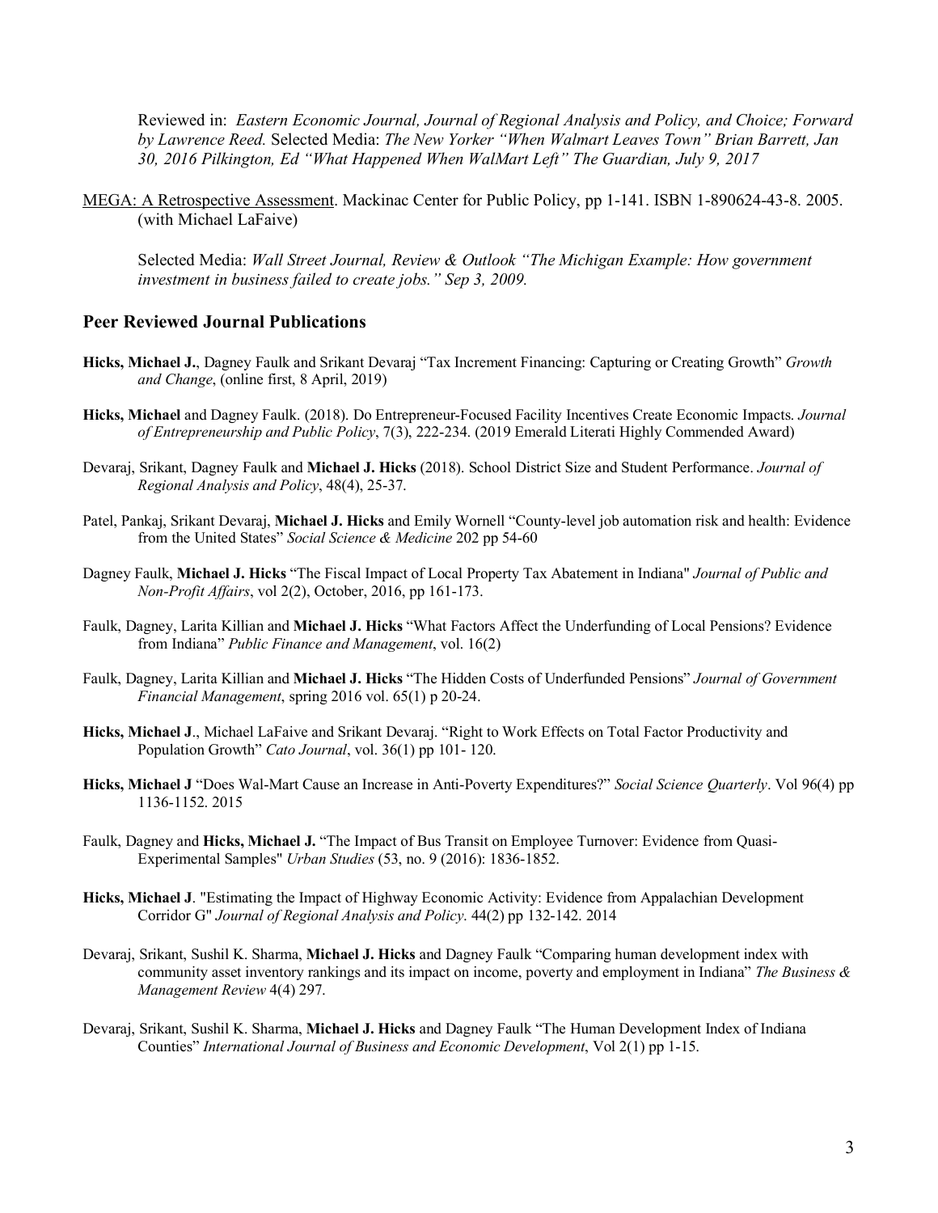Reviewed in: *Eastern Economic Journal, Journal of Regional Analysis and Policy, and Choice; Forward by Lawrence Reed.* Selected Media: *The New Yorker "When Walmart Leaves Town" Brian Barrett, Jan 30, 2016 Pilkington, Ed "What Happened When WalMart Left" The Guardian, July 9, 2017*

<u>MEGA: A Retrospective Assessment</u>. Mackinac Center for Public Policy, pp 1-141. ISBN 1-890624-43-8. 2005. (with Michael LaFaive)

Selected Media: *Wall Street Journal, Review & Outlook "The Michigan Example: How government investment in business failed to create jobs." Sep 3, 2009.*

## Peer Reviewed Journal Publications

**Hicks, Michael J.**, Dagney Faulk and Srikant Devaraj "Tax Increment Financing: Capturing or Creating Growth" *Growth and Change*, (online first, 8 April, 2019)

**Hicks, Michael** and Dagney Faulk. (2018). Do Entrepreneur-Focused Facility Incentives Create Economic Impacts. *Journal of Entrepreneurship and Public Policy*, 7(3), 222-234. (2019 Emerald Literati Highly Commended Award)

Devaraj, Srikant, Dagney Faulk and **Michael J. Hicks** (2018). School District Size and Student Performance. *Journal of Regional Analysis and Policy*, 48(4), 25-37.

Patel, Pankaj, Srikant Devaraj, **Michael J. Hicks** and Emily Wornell "County-level job automation risk and health: Evidence from the United States" *Social Science & Medicine* 202 pp 54-60

Dagney Faulk, **Michael J. Hicks** "The Fiscal Impact of Local Property Tax Abatement in Indiana" *Journal of Public and Non-Profit Affairs*, vol 2(2), October, 2016, pp 161-173.

Faulk, Dagney, Larita Killian and **Michael J. Hicks** "What Factors Affect the Underfunding of Local Pensions? Evidence from Indiana" *Public Finance and Management*, vol. 16(2)

Faulk, Dagney, Larita Killian and **Michael J. Hicks** "The Hidden Costs of Underfunded Pensions" *Journal of Government Financial Management*, spring 2016 vol. 65(1) p 20-24.

**Hicks, Michael J**., Michael LaFaive and Srikant Devaraj. "Right to Work Effects on Total Factor Productivity and Population Growth" *Cato Journal*, vol. 36(1) pp 101- 120.

**Hicks, Michael J** "Does Wal-Mart Cause an Increase in Anti-Poverty Expenditures?" *Social Science Quarterly*. Vol 96(4) pp 1136-1152. 2015

Faulk, Dagney and **Hicks, Michael J.** "The Impact of Bus Transit on Employee Turnover: Evidence from Quasi-Experimental Samples" *Urban Studies* (53, no. 9 (2016): 1836-1852.

**Hicks, Michael J**. "Estimating the Impact of Highway Economic Activity: Evidence from Appalachian Development Corridor G" *Journal of Regional Analysis and Policy*. 44(2) pp 132-142. 2014

Devaraj, Srikant, Sushil K. Sharma, **Michael J. Hicks** and Dagney Faulk "Comparing human development index with community asset inventory rankings and its impact on income, poverty and employment in Indiana" *The Business & Management Review* 4(4) 297.

Devaraj, Srikant, Sushil K. Sharma, **Michael J. Hicks** and Dagney Faulk "The Human Development Index of Indiana Counties" *International Journal of Business and Economic Development*, Vol 2(1) pp 1-15.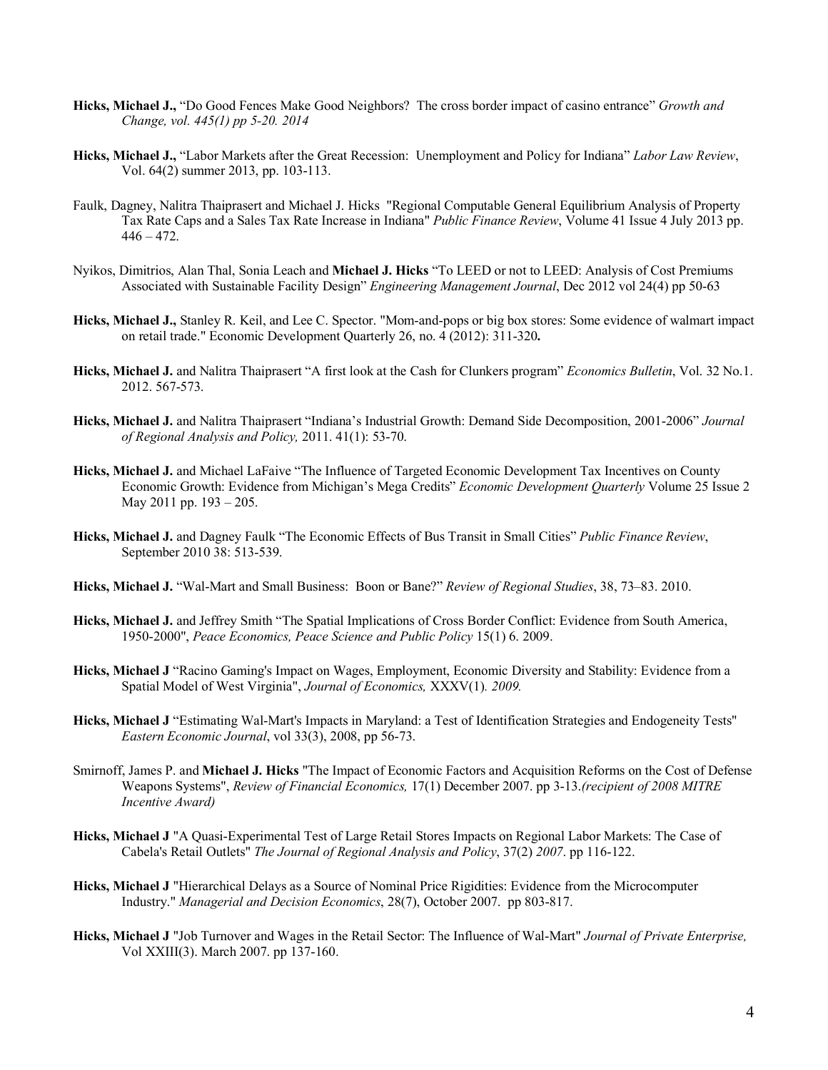**Hicks, Michael J.,** "Do Good Fences Make Good Neighbors? The cross border impact of casino entrance" *Growth and Change, vol. 445(1) pp 5-20. 2014*

**Hicks, Michael J.,** "Labor Markets after the Great Recession: Unemployment and Policy for Indiana" *Labor Law Review*, Vol. 64(2) summer 2013, pp. 103-113.

Faulk, Dagney, Nalitra Thaiprasert and Michael J. Hicks "Regional Computable General Equilibrium Analysis of Property Tax Rate Caps and a Sales Tax Rate Increase in Indiana" *Public Finance Review*, Volume 41 Issue 4 July 2013 pp. 446 – 472.

Nyikos, Dimitrios, Alan Thal, Sonia Leach and **Michael J. Hicks** "To LEED or not to LEED: Analysis of Cost Premiums Associated with Sustainable Facility Design" *Engineering Management Journal*, Dec 2012 vol 24(4) pp 50-63

**Hicks, Michael J.,** Stanley R. Keil, and Lee C. Spector. "Mom-and-pops or big box stores: Some evidence of walmart impact on retail trade." Economic Development Quarterly 26, no. 4 (2012): 311-320**.**

**Hicks, Michael J.** and Nalitra Thaiprasert "A first look at the Cash for Clunkers program" *Economics Bulletin*, Vol. 32 No.1. 2012. 567-573.

**Hicks, Michael J.** and Nalitra Thaiprasert "Indiana's Industrial Growth: Demand Side Decomposition, 2001-2006" *Journal of Regional Analysis and Policy,* 2011. 41(1): 53-70.

**Hicks, Michael J.** and Michael LaFaive "The Influence of Targeted Economic Development Tax Incentives on County Economic Growth: Evidence from Michigan's Mega Credits" *Economic Development Quarterly* Volume 25 Issue 2 May 2011 pp. 193 – 205.

**Hicks, Michael J.** and Dagney Faulk "The Economic Effects of Bus Transit in Small Cities" *Public Finance Review*, September 2010 38: 513-539.

**Hicks, Michael J.** "Wal-Mart and Small Business: Boon or Bane?" *Review of Regional Studies*, 38, 73–83. 2010.

**Hicks, Michael J.** and Jeffrey Smith "The Spatial Implications of Cross Border Conflict: Evidence from South America, 1950-2000", *Peace Economics, Peace Science and Public Policy* 15(1) 6. 2009.

**Hicks, Michael J** "Racino Gaming's Impact on Wages, Employment, Economic Diversity and Stability: Evidence from a Spatial Model of West Virginia", *Journal of Economics,* XXXV(1)*. 2009.*

**Hicks, Michael J** "Estimating Wal-Mart's Impacts in Maryland: a Test of Identification Strategies and Endogeneity Tests" *Eastern Economic Journal*, vol 33(3), 2008, pp 56-73.

Smirnoff, James P. and **Michael J. Hicks** "The Impact of Economic Factors and Acquisition Reforms on the Cost of Defense Weapons Systems", *Review of Financial Economics,* 17(1) December 2007. pp 3-13.*(recipient of 2008 MITRE Incentive Award)*

**Hicks, Michael J** "A Quasi-Experimental Test of Large Retail Stores Impacts on Regional Labor Markets: The Case of Cabela's Retail Outlets" *The Journal of Regional Analysis and Policy*, 37(2) *2007*. pp 116-122.

**Hicks, Michael J** "Hierarchical Delays as a Source of Nominal Price Rigidities: Evidence from the Microcomputer Industry." *Managerial and Decision Economics*, 28(7), October 2007. pp 803-817.

**Hicks, Michael J** "Job Turnover and Wages in the Retail Sector: The Influence of Wal-Mart" *Journal of Private Enterprise,* Vol XXIII(3). March 2007. pp 137-160.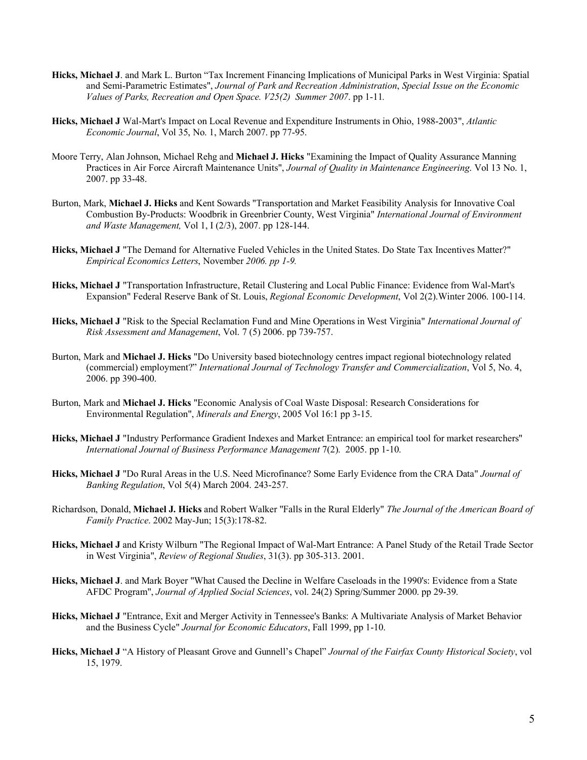**Hicks, Michael J**. and Mark L. Burton "Tax Increment Financing Implications of Municipal Parks in West Virginia: Spatial and Semi-Parametric Estimates", *Journal of Park and Recreation Administration*, *Special Issue on the Economic Values of Parks, Recreation and Open Space. V25(2) Summer 2007*. pp 1-11.

**Hicks, Michael J** Wal-Mart's Impact on Local Revenue and Expenditure Instruments in Ohio, 1988-2003", *Atlantic Economic Journal*, Vol 35, No. 1, March 2007. pp 77-95.

Moore Terry, Alan Johnson, Michael Rehg and **Michael J. Hicks** "Examining the Impact of Quality Assurance Manning Practices in Air Force Aircraft Maintenance Units", *Journal of Quality in Maintenance Engineering*. Vol 13 No. 1, 2007. pp 33-48.

Burton, Mark, **Michael J. Hicks** and Kent Sowards "Transportation and Market Feasibility Analysis for Innovative Coal Combustion By-Products: Woodbrik in Greenbrier County, West Virginia" *International Journal of Environment and Waste Management,* Vol 1, I (2/3), 2007. pp 128-144.

**Hicks, Michael J** "The Demand for Alternative Fueled Vehicles in the United States. Do State Tax Incentives Matter?" *Empirical Economics Letters*, November *2006. pp 1-9.*

**Hicks, Michael J** "Transportation Infrastructure, Retail Clustering and Local Public Finance: Evidence from Wal-Mart's Expansion" Federal Reserve Bank of St. Louis, *Regional Economic Development*, Vol 2(2).Winter 2006. 100-114.

**Hicks, Michael J** "Risk to the Special Reclamation Fund and Mine Operations in West Virginia" *International Journal of Risk Assessment and Management*, Vol. 7 (5) 2006. pp 739-757.

Burton, Mark and **Michael J. Hicks** "Do University based biotechnology centres impact regional biotechnology related (commercial) employment?" *International Journal of Technology Transfer and Commercialization*, Vol 5, No. 4, 2006. pp 390-400.

Burton, Mark and **Michael J. Hicks** "Economic Analysis of Coal Waste Disposal: Research Considerations for Environmental Regulation", *Minerals and Energy*, 2005 Vol 16:1 pp 3-15.

**Hicks, Michael J** "Industry Performance Gradient Indexes and Market Entrance: an empirical tool for market researchers" *International Journal of Business Performance Management* 7(2). 2005. pp 1-10.

**Hicks, Michael J** "Do Rural Areas in the U.S. Need Microfinance? Some Early Evidence from the CRA Data" *Journal of Banking Regulation*, Vol 5(4) March 2004. 243-257.

Richardson, Donald, **Michael J. Hicks** and Robert Walker "Falls in the Rural Elderly" *The Journal of the American Board of Family Practice*. 2002 May-Jun; 15(3):178-82.

**Hicks, Michael J** and Kristy Wilburn "The Regional Impact of Wal-Mart Entrance: A Panel Study of the Retail Trade Sector in West Virginia", *Review of Regional Studies*, 31(3). pp 305-313. 2001.

**Hicks, Michael J**. and Mark Boyer "What Caused the Decline in Welfare Caseloads in the 1990's: Evidence from a State AFDC Program", *Journal of Applied Social Sciences*, vol. 24(2) Spring/Summer 2000. pp 29-39.

**Hicks, Michael J** "Entrance, Exit and Merger Activity in Tennessee's Banks: A Multivariate Analysis of Market Behavior and the Business Cycle" *Journal for Economic Educators*, Fall 1999, pp 1-10.

**Hicks, Michael J** "A History of Pleasant Grove and Gunnell's Chapel" *Journal of the Fairfax County Historical Society*, vol 15, 1979.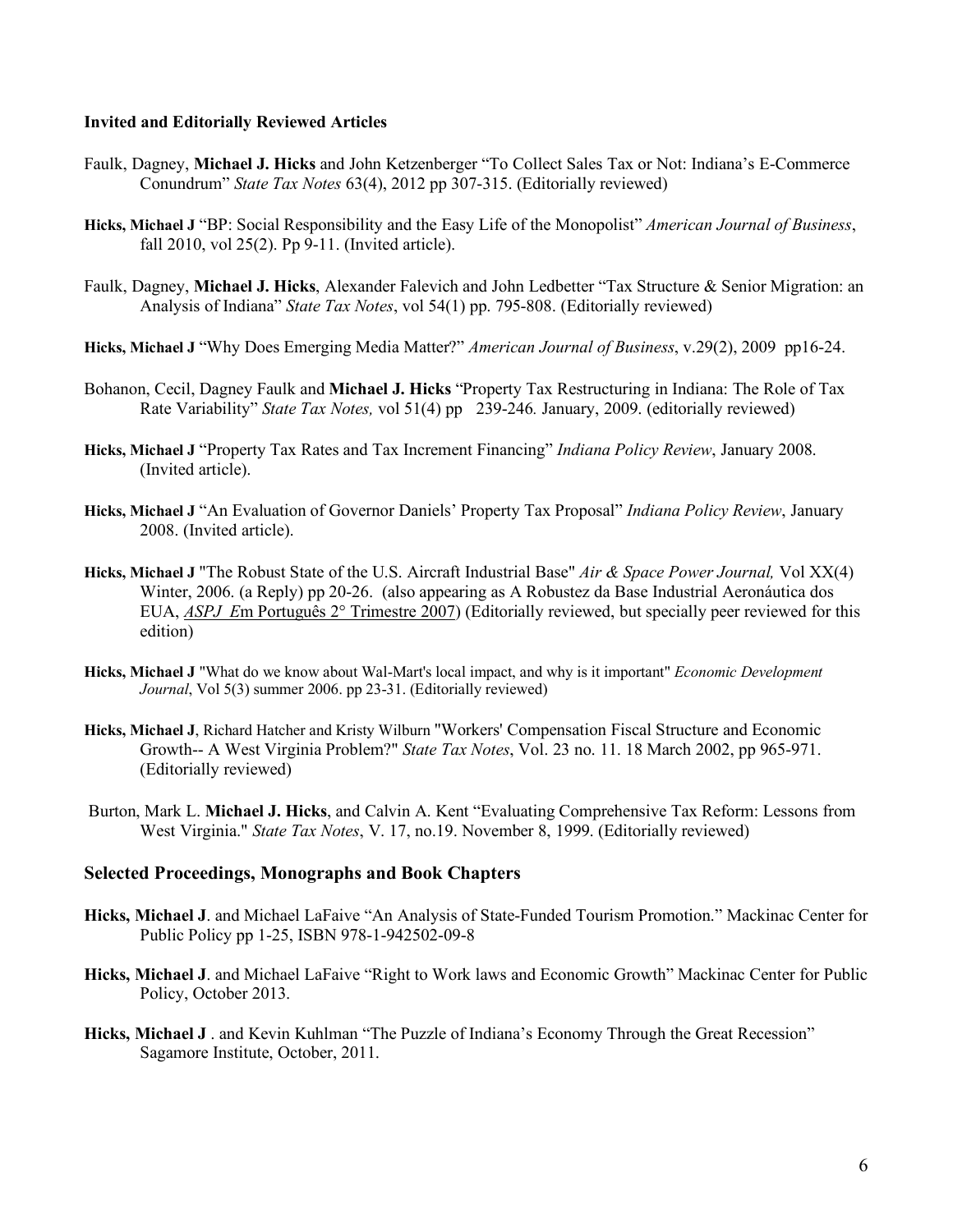**Invited and Editorially Reviewed Articles**

Faulk, Dagney, **Michael J. Hicks** and John Ketzenberger "To Collect Sales Tax or Not: Indiana's E-Commerce Conundrum" *State Tax Notes* 63(4), 2012 pp 307-315. (Editorially reviewed)

**Hicks, Michael J** "BP: Social Responsibility and the Easy Life of the Monopolist" *American Journal of Business*, fall 2010, vol 25(2). Pp 9-11. (Invited article).

Faulk, Dagney, **Michael J. Hicks**, Alexander Falevich and John Ledbetter "Tax Structure & Senior Migration: an Analysis of Indiana" *State Tax Notes*, vol 54(1) pp. 795-808. (Editorially reviewed)

**Hicks, Michael J** "Why Does Emerging Media Matter?" *American Journal of Business*, v.29(2), 2009 pp16-24.

Bohanon, Cecil, Dagney Faulk and **Michael J. Hicks** "Property Tax Restructuring in Indiana: The Role of Tax Rate Variability" *State Tax Notes,* vol 51(4) pp 239-246*.* January, 2009. (editorially reviewed)

**Hicks, Michael J** "Property Tax Rates and Tax Increment Financing" *Indiana Policy Review*, January 2008. (Invited article).

**Hicks, Michael J** "An Evaluation of Governor Daniels' Property Tax Proposal" *Indiana Policy Review*, January 2008. (Invited article).

**Hicks, Michael J** "The Robust State of the U.S. Aircraft Industrial Base" *Air & Space Power Journal,* Vol XX(4) Winter, 2006. (a Reply) pp 20-26. (also appearing as A Robustez da Base Industrial Aeronáutica dos EUA, *ASPJ E*m Português 2° Trimestre 2007) (Editorially reviewed, but specially peer reviewed for this edition)

**Hicks, Michael J** "What do we know about Wal-Mart's local impact, and why is it important" *Economic Development Journal*, Vol 5(3) summer 2006. pp 23-31. (Editorially reviewed)

**Hicks, Michael J**, Richard Hatcher and Kristy Wilburn "Workers' Compensation Fiscal Structure and Economic Growth-- A West Virginia Problem?" *State Tax Notes*, Vol. 23 no. 11. 18 March 2002, pp 965-971. (Editorially reviewed)

Burton, Mark L. **Michael J. Hicks**, and Calvin A. Kent "Evaluating Comprehensive Tax Reform: Lessons from West Virginia." *State Tax Notes*, V. 17, no.19. November 8, 1999. (Editorially reviewed)

## Selected Proceedings, Monographs and Book Chapters

**Hicks, Michael J**. and Michael LaFaive "An Analysis of State-Funded Tourism Promotion." Mackinac Center for Public Policy pp 1-25, ISBN 978-1-942502-09-8

**Hicks, Michael J**. and Michael LaFaive "Right to Work laws and Economic Growth" Mackinac Center for Public Policy, October 2013.

**Hicks, Michael J** . and Kevin Kuhlman "The Puzzle of Indiana's Economy Through the Great Recession" Sagamore Institute, October, 2011.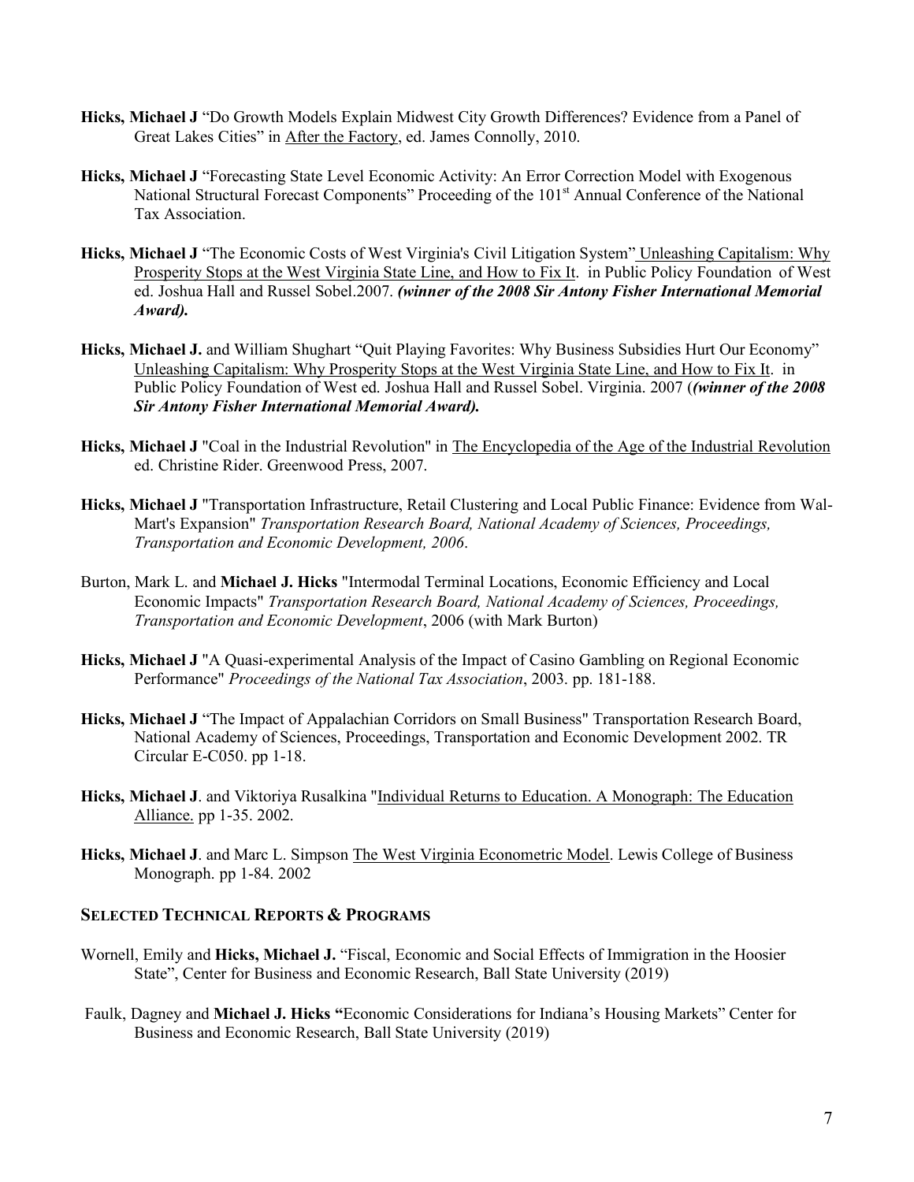**Hicks, Michael J** "Do Growth Models Explain Midwest City Growth Differences? Evidence from a Panel of Great Lakes Cities" in After the Factory, ed. James Connolly, 2010.

**Hicks, Michael J** "Forecasting State Level Economic Activity: An Error Correction Model with Exogenous National Structural Forecast Components" Proceeding of the 101st Annual Conference of the National Tax Association.

**Hicks, Michael J** "The Economic Costs of West Virginia's Civil Litigation System" Unleashing Capitalism: Why Prosperity Stops at the West Virginia State Line, and How to Fix It. in Public Policy Foundation of West ed. Joshua Hall and Russel Sobel.2007. ***(winner of the 2008 Sir Antony Fisher International Memorial Award).***

**Hicks, Michael J.** and William Shughart "Quit Playing Favorites: Why Business Subsidies Hurt Our Economy" Unleashing Capitalism: Why Prosperity Stops at the West Virginia State Line, and How to Fix It. in Public Policy Foundation of West ed. Joshua Hall and Russel Sobel. Virginia. 2007 (***(winner of the 2008 Sir Antony Fisher International Memorial Award).***

**Hicks, Michael J** "Coal in the Industrial Revolution" in The Encyclopedia of the Age of the Industrial Revolution ed. Christine Rider. Greenwood Press, 2007.

**Hicks, Michael J** "Transportation Infrastructure, Retail Clustering and Local Public Finance: Evidence from Wal-Mart's Expansion" *Transportation Research Board, National Academy of Sciences, Proceedings, Transportation and Economic Development, 2006*.

Burton, Mark L. and **Michael J. Hicks** "Intermodal Terminal Locations, Economic Efficiency and Local Economic Impacts" *Transportation Research Board, National Academy of Sciences, Proceedings, Transportation and Economic Development*, 2006 (with Mark Burton)

**Hicks, Michael J** "A Quasi-experimental Analysis of the Impact of Casino Gambling on Regional Economic Performance" *Proceedings of the National Tax Association*, 2003. pp. 181-188.

**Hicks, Michael J** "The Impact of Appalachian Corridors on Small Business" Transportation Research Board, National Academy of Sciences, Proceedings, Transportation and Economic Development 2002. TR Circular E-C050. pp 1-18.

**Hicks, Michael J**. and Viktoriya Rusalkina "Individual Returns to Education. A Monograph: The Education Alliance. pp 1-35. 2002.

**Hicks, Michael J**. and Marc L. Simpson The West Virginia Econometric Model. Lewis College of Business Monograph. pp 1-84. 2002

## SELECTED TECHNICAL REPORTS & PROGRAMS

Wornell, Emily and **Hicks, Michael J.** "Fiscal, Economic and Social Effects of Immigration in the Hoosier State", Center for Business and Economic Research, Ball State University (2019)

Faulk, Dagney and **Michael J. Hicks "**Economic Considerations for Indiana's Housing Markets" Center for Business and Economic Research, Ball State University (2019)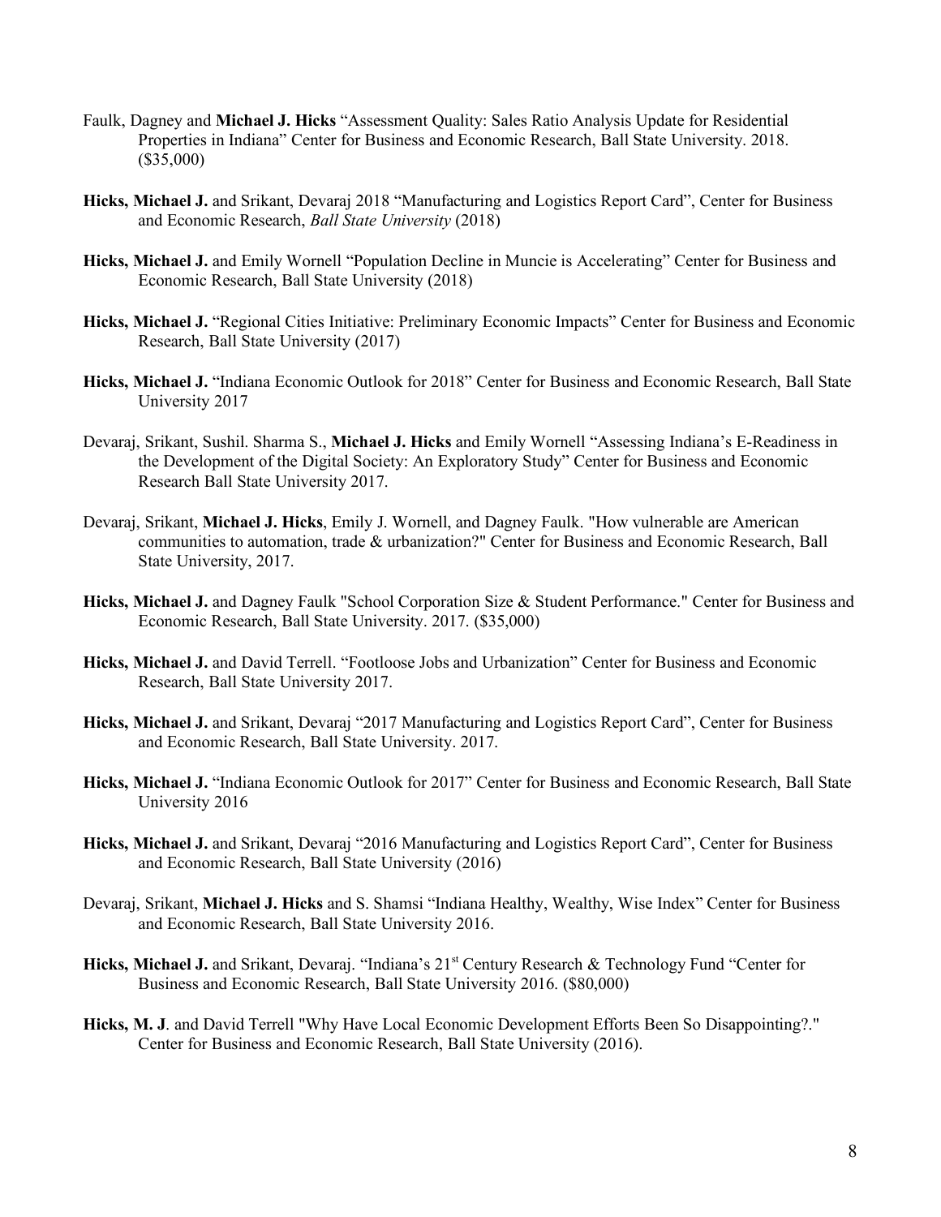Faulk, Dagney and **Michael J. Hicks** "Assessment Quality: Sales Ratio Analysis Update for Residential Properties in Indiana" Center for Business and Economic Research, Ball State University. 2018. ($35,000)

**Hicks, Michael J.** and Srikant, Devaraj 2018 "Manufacturing and Logistics Report Card", Center for Business and Economic Research, *Ball State University* (2018)

**Hicks, Michael J.** and Emily Wornell "Population Decline in Muncie is Accelerating" Center for Business and Economic Research, Ball State University (2018)

**Hicks, Michael J.** "Regional Cities Initiative: Preliminary Economic Impacts" Center for Business and Economic Research, Ball State University (2017)

**Hicks, Michael J.** "Indiana Economic Outlook for 2018" Center for Business and Economic Research, Ball State University 2017

Devaraj, Srikant, Sushil. Sharma S., **Michael J. Hicks** and Emily Wornell "Assessing Indiana's E-Readiness in the Development of the Digital Society: An Exploratory Study" Center for Business and Economic Research Ball State University 2017.

Devaraj, Srikant, **Michael J. Hicks**, Emily J. Wornell, and Dagney Faulk. "How vulnerable are American communities to automation, trade & urbanization?" Center for Business and Economic Research, Ball State University, 2017.

**Hicks, Michael J.** and Dagney Faulk "School Corporation Size & Student Performance." Center for Business and Economic Research, Ball State University. 2017. ($35,000)

**Hicks, Michael J.** and David Terrell. "Footloose Jobs and Urbanization" Center for Business and Economic Research, Ball State University 2017.

**Hicks, Michael J.** and Srikant, Devaraj "2017 Manufacturing and Logistics Report Card", Center for Business and Economic Research, Ball State University. 2017.

**Hicks, Michael J.** "Indiana Economic Outlook for 2017" Center for Business and Economic Research, Ball State University 2016

**Hicks, Michael J.** and Srikant, Devaraj "2016 Manufacturing and Logistics Report Card", Center for Business and Economic Research, Ball State University (2016)

Devaraj, Srikant, **Michael J. Hicks** and S. Shamsi "Indiana Healthy, Wealthy, Wise Index" Center for Business and Economic Research, Ball State University 2016.

**Hicks, Michael J.** and Srikant, Devaraj. "Indiana's 21st Century Research & Technology Fund "Center for Business and Economic Research, Ball State University 2016. ($80,000)

**Hicks, M. J**. and David Terrell "Why Have Local Economic Development Efforts Been So Disappointing?." Center for Business and Economic Research, Ball State University (2016).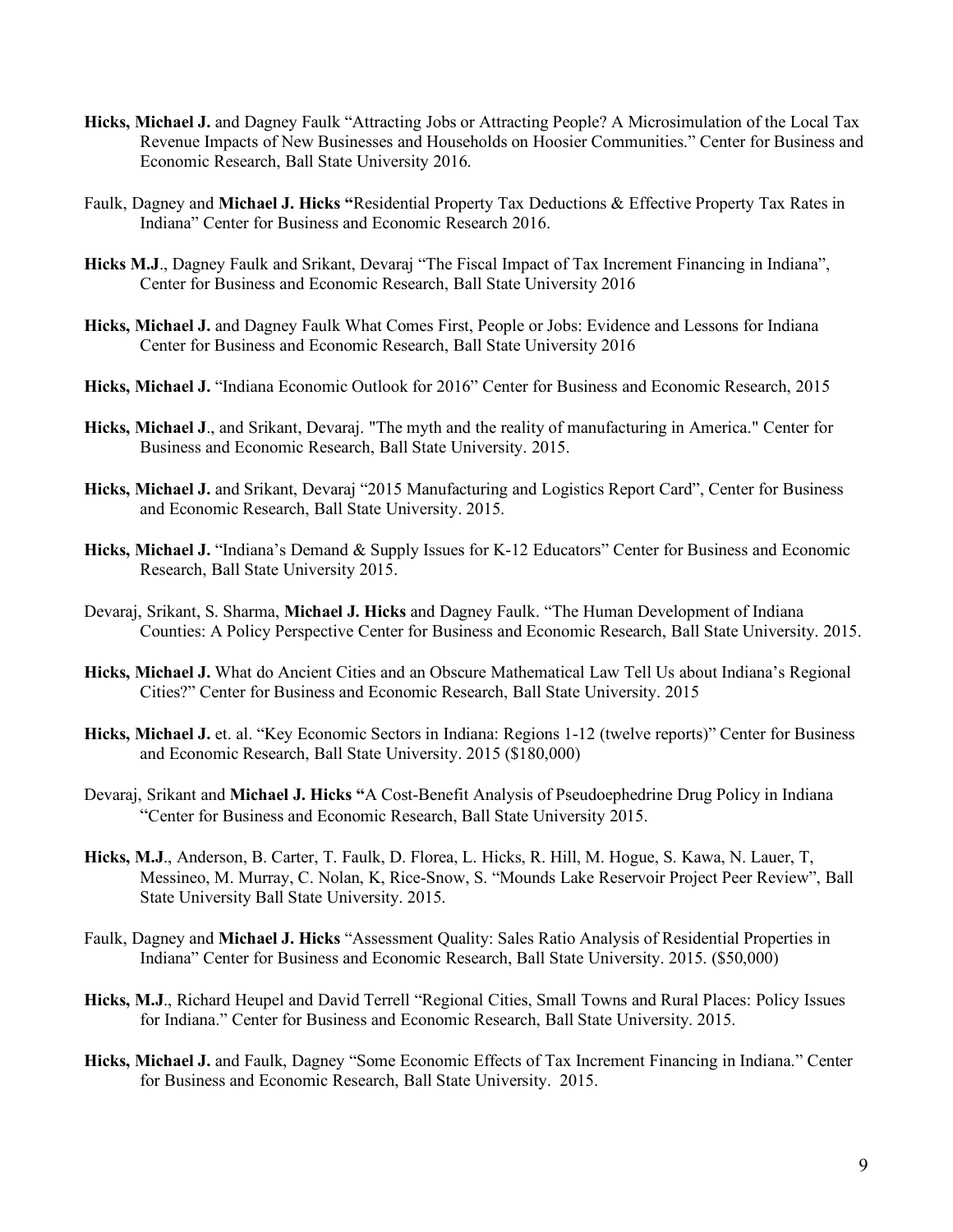**Hicks, Michael J.** and Dagney Faulk "Attracting Jobs or Attracting People? A Microsimulation of the Local Tax Revenue Impacts of New Businesses and Households on Hoosier Communities." Center for Business and Economic Research, Ball State University 2016.

Faulk, Dagney and **Michael J. Hicks "**Residential Property Tax Deductions & Effective Property Tax Rates in Indiana" Center for Business and Economic Research 2016.

**Hicks M.J**., Dagney Faulk and Srikant, Devaraj "The Fiscal Impact of Tax Increment Financing in Indiana", Center for Business and Economic Research, Ball State University 2016

**Hicks, Michael J.** and Dagney Faulk What Comes First, People or Jobs: Evidence and Lessons for Indiana Center for Business and Economic Research, Ball State University 2016

**Hicks, Michael J.** "Indiana Economic Outlook for 2016" Center for Business and Economic Research, 2015

**Hicks, Michael J**., and Srikant, Devaraj. "The myth and the reality of manufacturing in America." Center for Business and Economic Research, Ball State University. 2015.

**Hicks, Michael J.** and Srikant, Devaraj "2015 Manufacturing and Logistics Report Card", Center for Business and Economic Research, Ball State University. 2015.

**Hicks, Michael J.** "Indiana's Demand & Supply Issues for K-12 Educators" Center for Business and Economic Research, Ball State University 2015.

Devaraj, Srikant, S. Sharma, **Michael J. Hicks** and Dagney Faulk. "The Human Development of Indiana Counties: A Policy Perspective Center for Business and Economic Research, Ball State University. 2015.

**Hicks, Michael J.** What do Ancient Cities and an Obscure Mathematical Law Tell Us about Indiana's Regional Cities?" Center for Business and Economic Research, Ball State University. 2015

**Hicks, Michael J.** et. al. "Key Economic Sectors in Indiana: Regions 1-12 (twelve reports)" Center for Business and Economic Research, Ball State University. 2015 ($180,000)

Devaraj, Srikant and **Michael J. Hicks "**A Cost-Benefit Analysis of Pseudoephedrine Drug Policy in Indiana "Center for Business and Economic Research, Ball State University 2015.

**Hicks, M.J**., Anderson, B. Carter, T. Faulk, D. Florea, L. Hicks, R. Hill, M. Hogue, S. Kawa, N. Lauer, T, Messineo, M. Murray, C. Nolan, K, Rice-Snow, S. "Mounds Lake Reservoir Project Peer Review", Ball State University Ball State University. 2015.

Faulk, Dagney and **Michael J. Hicks** "Assessment Quality: Sales Ratio Analysis of Residential Properties in Indiana" Center for Business and Economic Research, Ball State University. 2015. ($50,000)

**Hicks, M.J**., Richard Heupel and David Terrell "Regional Cities, Small Towns and Rural Places: Policy Issues for Indiana." Center for Business and Economic Research, Ball State University. 2015.

**Hicks, Michael J.** and Faulk, Dagney "Some Economic Effects of Tax Increment Financing in Indiana." Center for Business and Economic Research, Ball State University. 2015.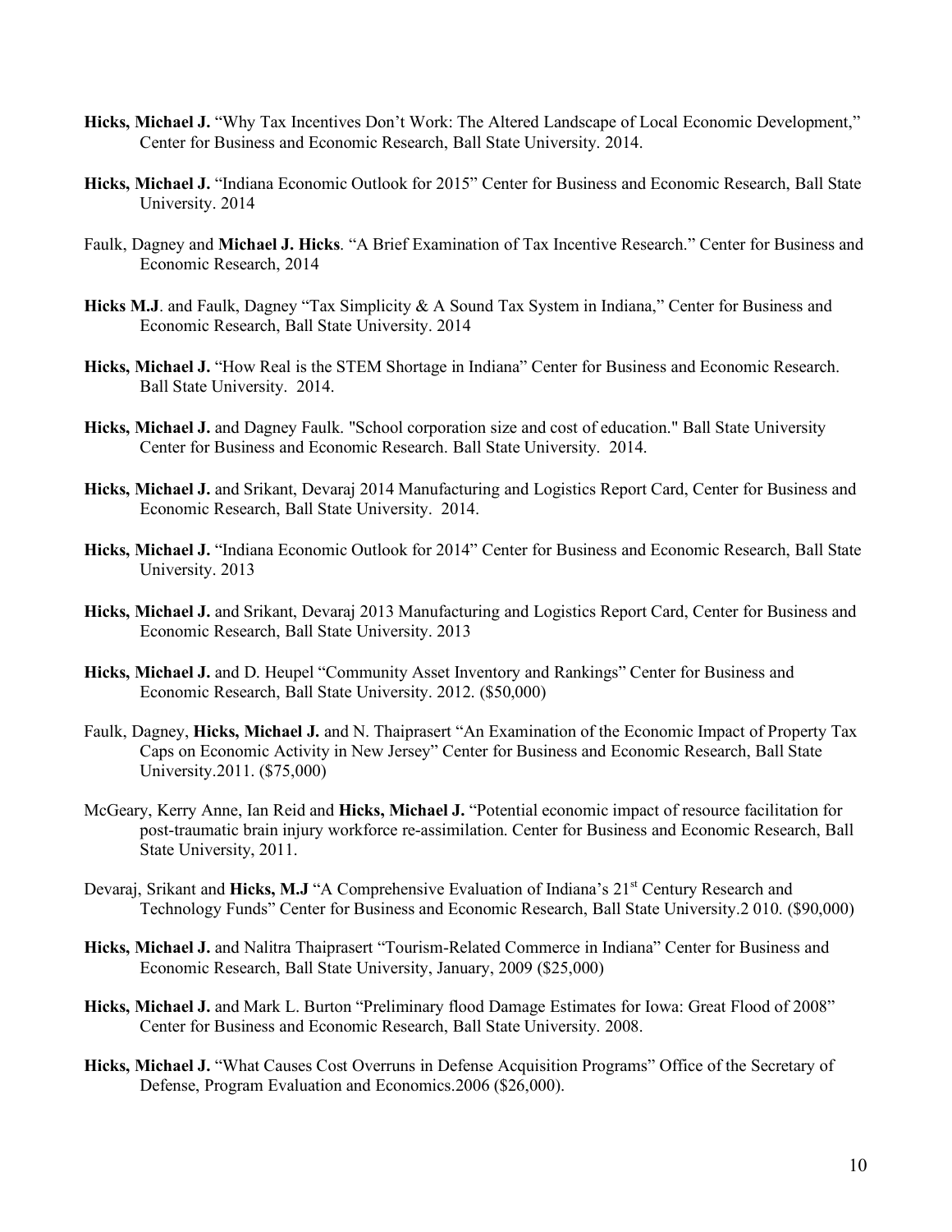**Hicks, Michael J.** "Why Tax Incentives Don't Work: The Altered Landscape of Local Economic Development," Center for Business and Economic Research, Ball State University. 2014.

**Hicks, Michael J.** "Indiana Economic Outlook for 2015" Center for Business and Economic Research, Ball State University. 2014

Faulk, Dagney and **Michael J. Hicks**. "A Brief Examination of Tax Incentive Research." Center for Business and Economic Research, 2014

**Hicks M.J**. and Faulk, Dagney "Tax Simplicity & A Sound Tax System in Indiana," Center for Business and Economic Research, Ball State University. 2014

**Hicks, Michael J.** "How Real is the STEM Shortage in Indiana" Center for Business and Economic Research. Ball State University. 2014.

**Hicks, Michael J.** and Dagney Faulk. "School corporation size and cost of education." Ball State University Center for Business and Economic Research. Ball State University. 2014.

**Hicks, Michael J.** and Srikant, Devaraj 2014 Manufacturing and Logistics Report Card, Center for Business and Economic Research, Ball State University. 2014.

**Hicks, Michael J.** "Indiana Economic Outlook for 2014" Center for Business and Economic Research, Ball State University. 2013

**Hicks, Michael J.** and Srikant, Devaraj 2013 Manufacturing and Logistics Report Card, Center for Business and Economic Research, Ball State University. 2013

**Hicks, Michael J.** and D. Heupel "Community Asset Inventory and Rankings" Center for Business and Economic Research, Ball State University. 2012. ($50,000)

Faulk, Dagney, **Hicks, Michael J.** and N. Thaiprasert "An Examination of the Economic Impact of Property Tax Caps on Economic Activity in New Jersey" Center for Business and Economic Research, Ball State University.2011. ($75,000)

McGeary, Kerry Anne, Ian Reid and **Hicks, Michael J.** "Potential economic impact of resource facilitation for post-traumatic brain injury workforce re-assimilation. Center for Business and Economic Research, Ball State University, 2011.

Devaraj, Srikant and **Hicks, M.J** "A Comprehensive Evaluation of Indiana's 21st Century Research and Technology Funds" Center for Business and Economic Research, Ball State University.2 010. ($90,000)

**Hicks, Michael J.** and Nalitra Thaiprasert "Tourism-Related Commerce in Indiana" Center for Business and Economic Research, Ball State University, January, 2009 ($25,000)

**Hicks, Michael J.** and Mark L. Burton "Preliminary flood Damage Estimates for Iowa: Great Flood of 2008" Center for Business and Economic Research, Ball State University. 2008.

**Hicks, Michael J.** "What Causes Cost Overruns in Defense Acquisition Programs" Office of the Secretary of Defense, Program Evaluation and Economics.2006 ($26,000).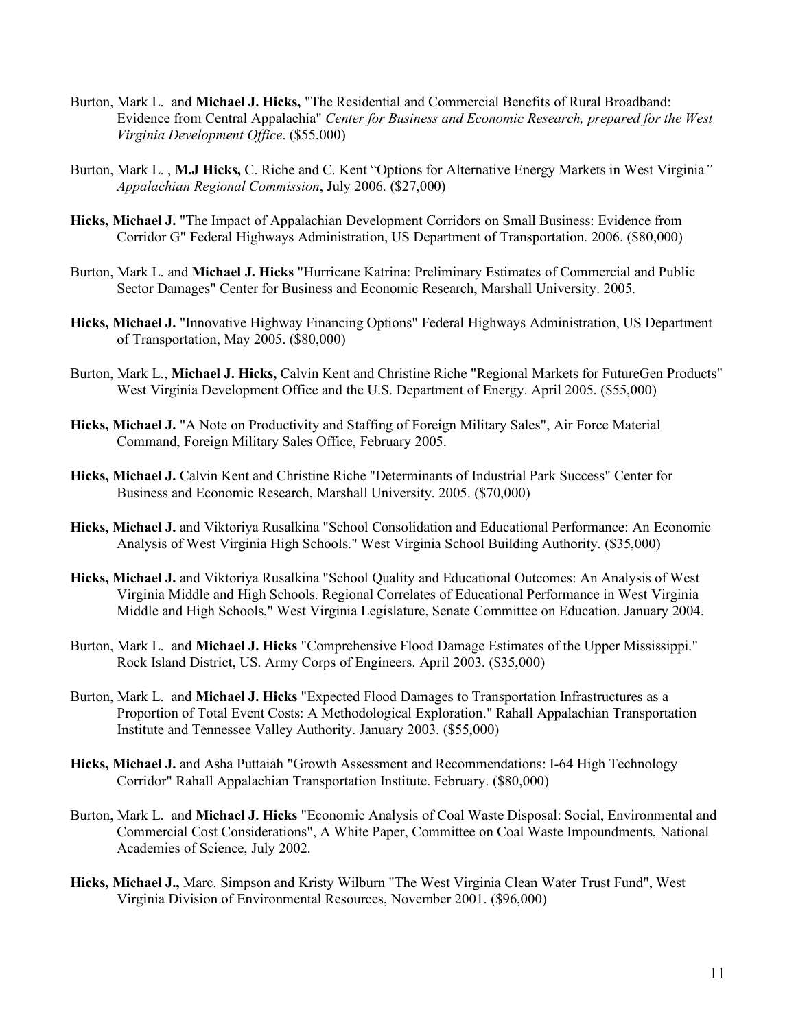Burton, Mark L. and **Michael J. Hicks,** "The Residential and Commercial Benefits of Rural Broadband: Evidence from Central Appalachia" *Center for Business and Economic Research, prepared for the West Virginia Development Office*. ($55,000)

Burton, Mark L. , **M.J Hicks,** C. Riche and C. Kent "Options for Alternative Energy Markets in West Virginia*" Appalachian Regional Commission*, July 2006. ($27,000)

**Hicks, Michael J.** "The Impact of Appalachian Development Corridors on Small Business: Evidence from Corridor G" Federal Highways Administration, US Department of Transportation. 2006. ($80,000)

Burton, Mark L. and **Michael J. Hicks** "Hurricane Katrina: Preliminary Estimates of Commercial and Public Sector Damages" Center for Business and Economic Research, Marshall University. 2005.

**Hicks, Michael J.** "Innovative Highway Financing Options" Federal Highways Administration, US Department of Transportation, May 2005. ($80,000)

Burton, Mark L., **Michael J. Hicks,** Calvin Kent and Christine Riche "Regional Markets for FutureGen Products" West Virginia Development Office and the U.S. Department of Energy. April 2005. ($55,000)

**Hicks, Michael J.** "A Note on Productivity and Staffing of Foreign Military Sales", Air Force Material Command, Foreign Military Sales Office, February 2005.

**Hicks, Michael J.** Calvin Kent and Christine Riche "Determinants of Industrial Park Success" Center for Business and Economic Research, Marshall University. 2005. ($70,000)

**Hicks, Michael J.** and Viktoriya Rusalkina "School Consolidation and Educational Performance: An Economic Analysis of West Virginia High Schools." West Virginia School Building Authority. ($35,000)

**Hicks, Michael J.** and Viktoriya Rusalkina "School Quality and Educational Outcomes: An Analysis of West Virginia Middle and High Schools. Regional Correlates of Educational Performance in West Virginia Middle and High Schools," West Virginia Legislature, Senate Committee on Education. January 2004.

Burton, Mark L. and **Michael J. Hicks** "Comprehensive Flood Damage Estimates of the Upper Mississippi." Rock Island District, US. Army Corps of Engineers. April 2003. ($35,000)

Burton, Mark L. and **Michael J. Hicks** "Expected Flood Damages to Transportation Infrastructures as a Proportion of Total Event Costs: A Methodological Exploration." Rahall Appalachian Transportation Institute and Tennessee Valley Authority. January 2003. ($55,000)

**Hicks, Michael J.** and Asha Puttaiah "Growth Assessment and Recommendations: I-64 High Technology Corridor" Rahall Appalachian Transportation Institute. February. ($80,000)

Burton, Mark L. and **Michael J. Hicks** "Economic Analysis of Coal Waste Disposal: Social, Environmental and Commercial Cost Considerations", A White Paper, Committee on Coal Waste Impoundments, National Academies of Science, July 2002.

**Hicks, Michael J.,** Marc. Simpson and Kristy Wilburn "The West Virginia Clean Water Trust Fund", West Virginia Division of Environmental Resources, November 2001. ($96,000)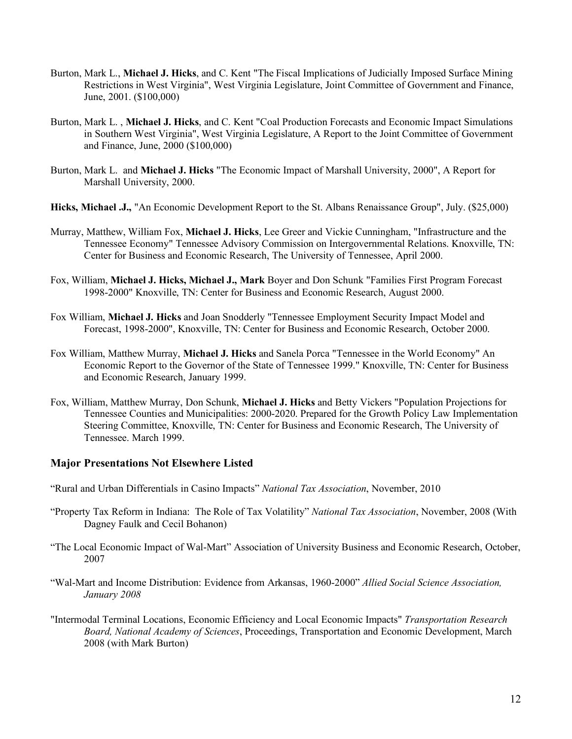Burton, Mark L., **Michael J. Hicks**, and C. Kent "The Fiscal Implications of Judicially Imposed Surface Mining Restrictions in West Virginia", West Virginia Legislature, Joint Committee of Government and Finance, June, 2001. ($100,000)

Burton, Mark L. , **Michael J. Hicks**, and C. Kent "Coal Production Forecasts and Economic Impact Simulations in Southern West Virginia", West Virginia Legislature, A Report to the Joint Committee of Government and Finance, June, 2000 ($100,000)

Burton, Mark L. and **Michael J. Hicks** "The Economic Impact of Marshall University, 2000", A Report for Marshall University, 2000.

**Hicks, Michael .J.,** "An Economic Development Report to the St. Albans Renaissance Group", July. ($25,000)

Murray, Matthew, William Fox, **Michael J. Hicks**, Lee Greer and Vickie Cunningham, "Infrastructure and the Tennessee Economy" Tennessee Advisory Commission on Intergovernmental Relations. Knoxville, TN: Center for Business and Economic Research, The University of Tennessee, April 2000.

Fox, William, **Michael J. Hicks, Michael J., Mark** Boyer and Don Schunk "Families First Program Forecast 1998-2000" Knoxville, TN: Center for Business and Economic Research, August 2000.

Fox William, **Michael J. Hicks** and Joan Snodderly "Tennessee Employment Security Impact Model and Forecast, 1998-2000", Knoxville, TN: Center for Business and Economic Research, October 2000.

Fox William, Matthew Murray, **Michael J. Hicks** and Sanela Porca "Tennessee in the World Economy" An Economic Report to the Governor of the State of Tennessee 1999." Knoxville, TN: Center for Business and Economic Research, January 1999.

Fox, William, Matthew Murray, Don Schunk, **Michael J. Hicks** and Betty Vickers "Population Projections for Tennessee Counties and Municipalities: 2000-2020. Prepared for the Growth Policy Law Implementation Steering Committee, Knoxville, TN: Center for Business and Economic Research, The University of Tennessee. March 1999.

## Major Presentations Not Elsewhere Listed

"Rural and Urban Differentials in Casino Impacts" *National Tax Association*, November, 2010

"Property Tax Reform in Indiana: The Role of Tax Volatility" *National Tax Association*, November, 2008 (With Dagney Faulk and Cecil Bohanon)

"The Local Economic Impact of Wal-Mart" Association of University Business and Economic Research, October, 2007

"Wal-Mart and Income Distribution: Evidence from Arkansas, 1960-2000" *Allied Social Science Association, January 2008*

"Intermodal Terminal Locations, Economic Efficiency and Local Economic Impacts" *Transportation Research Board, National Academy of Sciences*, Proceedings, Transportation and Economic Development, March 2008 (with Mark Burton)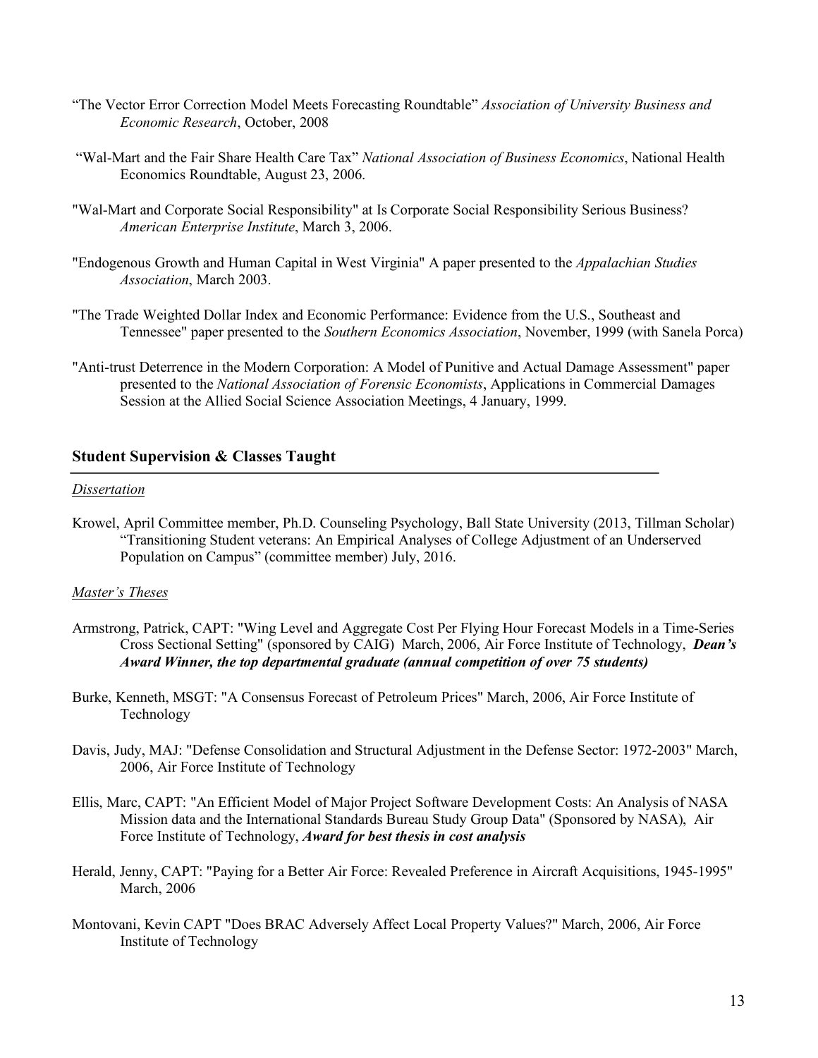"The Vector Error Correction Model Meets Forecasting Roundtable" *Association of University Business and Economic Research*, October, 2008

"Wal-Mart and the Fair Share Health Care Tax" *National Association of Business Economics*, National Health Economics Roundtable, August 23, 2006.

"Wal-Mart and Corporate Social Responsibility" at Is Corporate Social Responsibility Serious Business? *American Enterprise Institute*, March 3, 2006.

"Endogenous Growth and Human Capital in West Virginia" A paper presented to the *Appalachian Studies Association*, March 2003.

"The Trade Weighted Dollar Index and Economic Performance: Evidence from the U.S., Southeast and Tennessee" paper presented to the *Southern Economics Association*, November, 1999 (with Sanela Porca)

"Anti-trust Deterrence in the Modern Corporation: A Model of Punitive and Actual Damage Assessment" paper presented to the *National Association of Forensic Economists*, Applications in Commercial Damages Session at the Allied Social Science Association Meetings, 4 January, 1999.

## Student Supervision & Classes Taught

*Dissertation*

Krowel, April Committee member, Ph.D. Counseling Psychology, Ball State University (2013, Tillman Scholar) "Transitioning Student veterans: An Empirical Analyses of College Adjustment of an Underserved Population on Campus" (committee member) July, 2016.

*Master's Theses*

Armstrong, Patrick, CAPT: "Wing Level and Aggregate Cost Per Flying Hour Forecast Models in a Time-Series Cross Sectional Setting" (sponsored by CAIG) March, 2006, Air Force Institute of Technology, ***Dean's Award Winner, the top departmental graduate (annual competition of over 75 students)***

Burke, Kenneth, MSGT: "A Consensus Forecast of Petroleum Prices" March, 2006, Air Force Institute of Technology

Davis, Judy, MAJ: "Defense Consolidation and Structural Adjustment in the Defense Sector: 1972-2003" March, 2006, Air Force Institute of Technology

Ellis, Marc, CAPT: "An Efficient Model of Major Project Software Development Costs: An Analysis of NASA Mission data and the International Standards Bureau Study Group Data" (Sponsored by NASA), Air Force Institute of Technology, ***Award for best thesis in cost analysis***

Herald, Jenny, CAPT: "Paying for a Better Air Force: Revealed Preference in Aircraft Acquisitions, 1945-1995" March, 2006

Montovani, Kevin CAPT "Does BRAC Adversely Affect Local Property Values?" March, 2006, Air Force Institute of Technology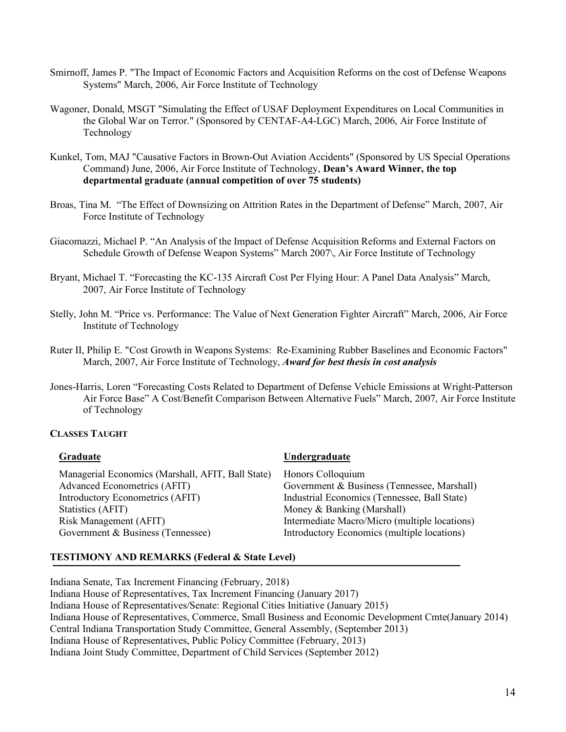Smirnoff, James P. "The Impact of Economic Factors and Acquisition Reforms on the cost of Defense Weapons Systems" March, 2006, Air Force Institute of Technology

Wagoner, Donald, MSGT "Simulating the Effect of USAF Deployment Expenditures on Local Communities in the Global War on Terror." (Sponsored by CENTAF-A4-LGC) March, 2006, Air Force Institute of Technology

Kunkel, Tom, MAJ "Causative Factors in Brown-Out Aviation Accidents" (Sponsored by US Special Operations Command) June, 2006, Air Force Institute of Technology, **Dean's Award Winner, the top departmental graduate (annual competition of over 75 students)**

Broas, Tina M. "The Effect of Downsizing on Attrition Rates in the Department of Defense" March, 2007, Air Force Institute of Technology

Giacomazzi, Michael P. "An Analysis of the Impact of Defense Acquisition Reforms and External Factors on Schedule Growth of Defense Weapon Systems" March 2007\, Air Force Institute of Technology

Bryant, Michael T. "Forecasting the KC-135 Aircraft Cost Per Flying Hour: A Panel Data Analysis" March, 2007, Air Force Institute of Technology

Stelly, John M. "Price vs. Performance: The Value of Next Generation Fighter Aircraft" March, 2006, Air Force Institute of Technology

Ruter II, Philip E. "Cost Growth in Weapons Systems: Re-Examining Rubber Baselines and Economic Factors" March, 2007, Air Force Institute of Technology, ***Award for best thesis in cost analysis***

Jones-Harris, Loren "Forecasting Costs Related to Department of Defense Vehicle Emissions at Wright-Patterson Air Force Base" A Cost/Benefit Comparison Between Alternative Fuels" March, 2007, Air Force Institute of Technology

**CLASSES TAUGHT**

| **Graduate** | **Undergraduate** |
|---|---|
| Managerial Economics (Marshall, AFIT, Ball State) | Honors Colloquium |
| Advanced Econometrics (AFIT) | Government & Business (Tennessee, Marshall) |
| Introductory Econometrics (AFIT) | Industrial Economics (Tennessee, Ball State) |
| Statistics (AFIT) | Money & Banking (Marshall) |
| Risk Management (AFIT) | Intermediate Macro/Micro (multiple locations) |
| Government & Business (Tennessee) | Introductory Economics (multiple locations) |

**TESTIMONY AND REMARKS (Federal & State Level)**

Indiana Senate, Tax Increment Financing (February, 2018)
Indiana House of Representatives, Tax Increment Financing (January 2017)
Indiana House of Representatives/Senate: Regional Cities Initiative (January 2015)
Indiana House of Representatives, Commerce, Small Business and Economic Development Cmte(January 2014)
Central Indiana Transportation Study Committee, General Assembly, (September 2013)
Indiana House of Representatives, Public Policy Committee (February, 2013)
Indiana Joint Study Committee, Department of Child Services (September 2012)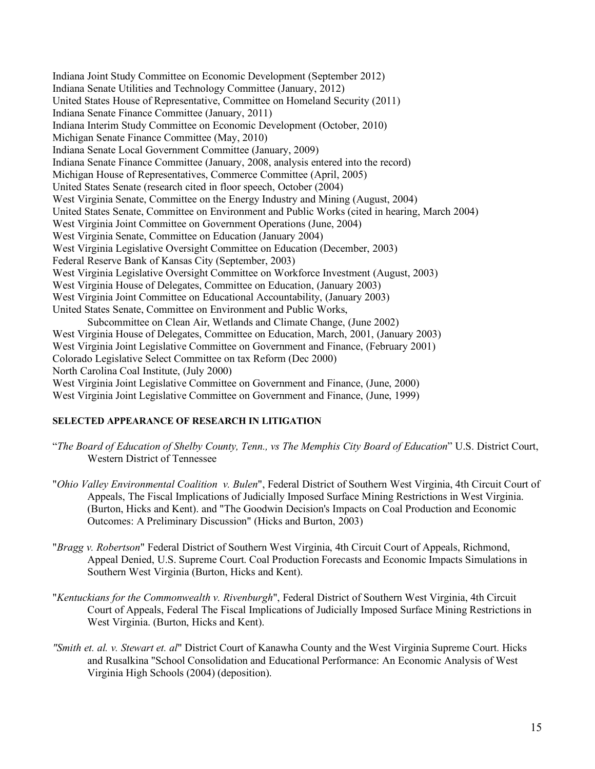Indiana Joint Study Committee on Economic Development (September 2012)
Indiana Senate Utilities and Technology Committee (January, 2012)
United States House of Representative, Committee on Homeland Security (2011)
Indiana Senate Finance Committee (January, 2011)
Indiana Interim Study Committee on Economic Development (October, 2010)
Michigan Senate Finance Committee (May, 2010)
Indiana Senate Local Government Committee (January, 2009)
Indiana Senate Finance Committee (January, 2008, analysis entered into the record)
Michigan House of Representatives, Commerce Committee (April, 2005)
United States Senate (research cited in floor speech, October (2004)
West Virginia Senate, Committee on the Energy Industry and Mining (August, 2004)
United States Senate, Committee on Environment and Public Works (cited in hearing, March 2004)
West Virginia Joint Committee on Government Operations (June, 2004)
West Virginia Senate, Committee on Education (January 2004)
West Virginia Legislative Oversight Committee on Education (December, 2003)
Federal Reserve Bank of Kansas City (September, 2003)
West Virginia Legislative Oversight Committee on Workforce Investment (August, 2003)
West Virginia House of Delegates, Committee on Education, (January 2003)
West Virginia Joint Committee on Educational Accountability, (January 2003)
United States Senate, Committee on Environment and Public Works,
    Subcommittee on Clean Air, Wetlands and Climate Change, (June 2002)
West Virginia House of Delegates, Committee on Education, March, 2001, (January 2003)
West Virginia Joint Legislative Committee on Government and Finance, (February 2001)
Colorado Legislative Select Committee on tax Reform (Dec 2000)
North Carolina Coal Institute, (July 2000)
West Virginia Joint Legislative Committee on Government and Finance, (June, 2000)
West Virginia Joint Legislative Committee on Government and Finance, (June, 1999)

**SELECTED APPEARANCE OF RESEARCH IN LITIGATION**

"*The Board of Education of Shelby County, Tenn., vs The Memphis City Board of Education*" U.S. District Court, Western District of Tennessee

"*Ohio Valley Environmental Coalition v. Bulen*", Federal District of Southern West Virginia, 4th Circuit Court of Appeals, The Fiscal Implications of Judicially Imposed Surface Mining Restrictions in West Virginia. (Burton, Hicks and Kent). and "The Goodwin Decision's Impacts on Coal Production and Economic Outcomes: A Preliminary Discussion" (Hicks and Burton, 2003)

"*Bragg v. Robertson*" Federal District of Southern West Virginia, 4th Circuit Court of Appeals, Richmond, Appeal Denied, U.S. Supreme Court. Coal Production Forecasts and Economic Impacts Simulations in Southern West Virginia (Burton, Hicks and Kent).

"*Kentuckians for the Commonwealth v. Rivenburgh*", Federal District of Southern West Virginia, 4th Circuit Court of Appeals, Federal The Fiscal Implications of Judicially Imposed Surface Mining Restrictions in West Virginia. (Burton, Hicks and Kent).

*"Smith et. al. v. Stewart et. al*" District Court of Kanawha County and the West Virginia Supreme Court. Hicks and Rusalkina "School Consolidation and Educational Performance: An Economic Analysis of West Virginia High Schools (2004) (deposition).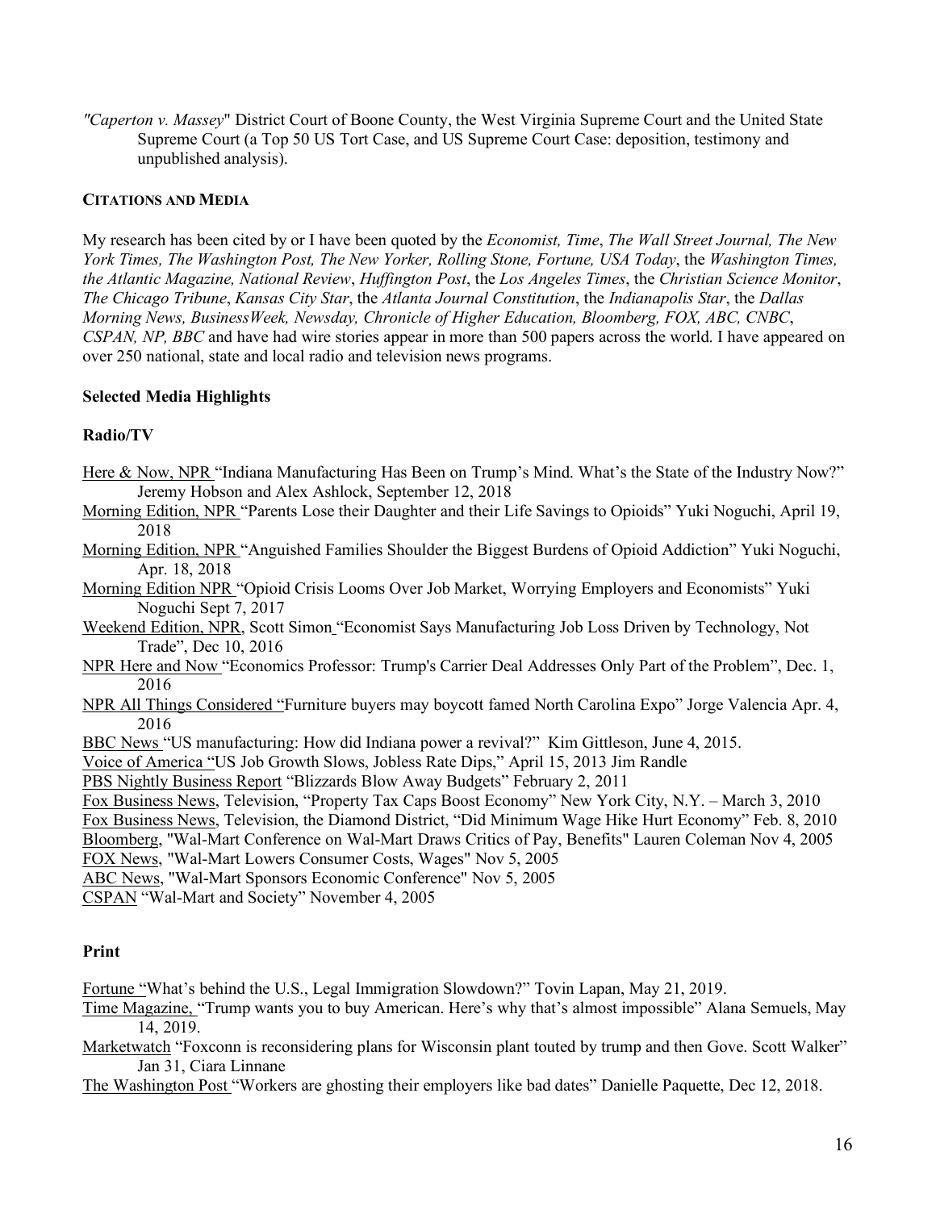*"Caperton v. Massey*" District Court of Boone County, the West Virginia Supreme Court and the United State Supreme Court (a Top 50 US Tort Case, and US Supreme Court Case: deposition, testimony and unpublished analysis).

## CITATIONS AND MEDIA

My research has been cited by or I have been quoted by the *Economist, Time*, *The Wall Street Journal, The New York Times, The Washington Post, The New Yorker, Rolling Stone, Fortune, USA Today*, the *Washington Times, the Atlantic Magazine, National Review*, *Huffington Post*, the *Los Angeles Times*, the *Christian Science Monitor*, *The Chicago Tribune*, *Kansas City Star*, the *Atlanta Journal Constitution*, the *Indianapolis Star*, the *Dallas Morning News, BusinessWeek, Newsday, Chronicle of Higher Education, Bloomberg, FOX, ABC, CNBC*, *CSPAN, NP, BBC* and have had wire stories appear in more than 500 papers across the world. I have appeared on over 250 national, state and local radio and television news programs.

### Selected Media Highlights

### Radio/TV

Here & Now, NPR "Indiana Manufacturing Has Been on Trump's Mind. What's the State of the Industry Now?" Jeremy Hobson and Alex Ashlock, September 12, 2018

Morning Edition, NPR "Parents Lose their Daughter and their Life Savings to Opioids" Yuki Noguchi, April 19, 2018

Morning Edition, NPR "Anguished Families Shoulder the Biggest Burdens of Opioid Addiction" Yuki Noguchi, Apr. 18, 2018

Morning Edition NPR "Opioid Crisis Looms Over Job Market, Worrying Employers and Economists" Yuki Noguchi Sept 7, 2017

Weekend Edition, NPR, Scott Simon "Economist Says Manufacturing Job Loss Driven by Technology, Not Trade", Dec 10, 2016

NPR Here and Now "Economics Professor: Trump's Carrier Deal Addresses Only Part of the Problem", Dec. 1, 2016

NPR All Things Considered "Furniture buyers may boycott famed North Carolina Expo" Jorge Valencia Apr. 4, 2016

BBC News "US manufacturing: How did Indiana power a revival?" Kim Gittleson, June 4, 2015.

Voice of America "US Job Growth Slows, Jobless Rate Dips," April 15, 2013 Jim Randle

PBS Nightly Business Report "Blizzards Blow Away Budgets" February 2, 2011

Fox Business News, Television, "Property Tax Caps Boost Economy" New York City, N.Y. – March 3, 2010

Fox Business News, Television, the Diamond District, "Did Minimum Wage Hike Hurt Economy" Feb. 8, 2010

Bloomberg, "Wal-Mart Conference on Wal-Mart Draws Critics of Pay, Benefits" Lauren Coleman Nov 4, 2005

FOX News, "Wal-Mart Lowers Consumer Costs, Wages" Nov 5, 2005

ABC News, "Wal-Mart Sponsors Economic Conference" Nov 5, 2005

CSPAN "Wal-Mart and Society" November 4, 2005

### Print

Fortune "What's behind the U.S., Legal Immigration Slowdown?" Tovin Lapan, May 21, 2019.

Time Magazine, "Trump wants you to buy American. Here's why that's almost impossible" Alana Semuels, May 14, 2019.

Marketwatch "Foxconn is reconsidering plans for Wisconsin plant touted by trump and then Gove. Scott Walker" Jan 31, Ciara Linnane

The Washington Post "Workers are ghosting their employers like bad dates" Danielle Paquette, Dec 12, 2018.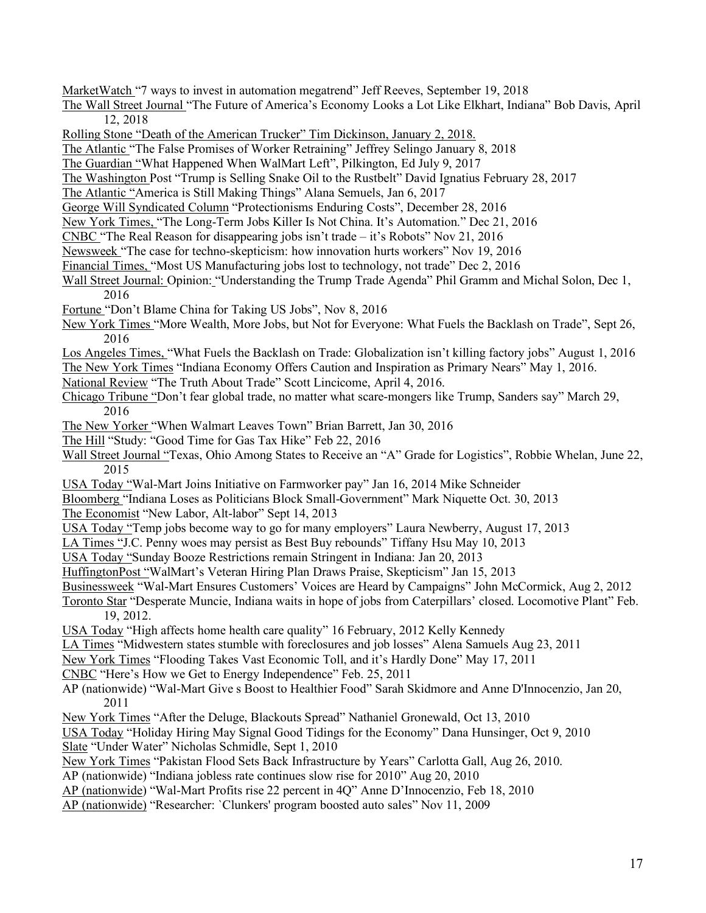MarketWatch "7 ways to invest in automation megatrend" Jeff Reeves, September 19, 2018

The Wall Street Journal "The Future of America's Economy Looks a Lot Like Elkhart, Indiana" Bob Davis, April 12, 2018

Rolling Stone "Death of the American Trucker" Tim Dickinson, January 2, 2018.

The Atlantic "The False Promises of Worker Retraining" Jeffrey Selingo January 8, 2018

The Guardian "What Happened When WalMart Left", Pilkington, Ed July 9, 2017

The Washington Post "Trump is Selling Snake Oil to the Rustbelt" David Ignatius February 28, 2017

The Atlantic "America is Still Making Things" Alana Semuels, Jan 6, 2017

George Will Syndicated Column "Protectionisms Enduring Costs", December 28, 2016

New York Times, "The Long-Term Jobs Killer Is Not China. It's Automation." Dec 21, 2016

CNBC "The Real Reason for disappearing jobs isn't trade – it's Robots" Nov 21, 2016

Newsweek "The case for techno-skepticism: how innovation hurts workers" Nov 19, 2016

Financial Times, "Most US Manufacturing jobs lost to technology, not trade" Dec 2, 2016

Wall Street Journal: Opinion: "Understanding the Trump Trade Agenda" Phil Gramm and Michal Solon, Dec 1, 2016

Fortune "Don't Blame China for Taking US Jobs", Nov 8, 2016

New York Times "More Wealth, More Jobs, but Not for Everyone: What Fuels the Backlash on Trade", Sept 26, 2016

Los Angeles Times, "What Fuels the Backlash on Trade: Globalization isn't killing factory jobs" August 1, 2016

The New York Times "Indiana Economy Offers Caution and Inspiration as Primary Nears" May 1, 2016.

National Review "The Truth About Trade" Scott Lincicome, April 4, 2016.

Chicago Tribune "Don't fear global trade, no matter what scare-mongers like Trump, Sanders say" March 29, 2016

The New Yorker "When Walmart Leaves Town" Brian Barrett, Jan 30, 2016

The Hill "Study: "Good Time for Gas Tax Hike" Feb 22, 2016

Wall Street Journal "Texas, Ohio Among States to Receive an "A" Grade for Logistics", Robbie Whelan, June 22, 2015

USA Today "Wal-Mart Joins Initiative on Farmworker pay" Jan 16, 2014 Mike Schneider

Bloomberg "Indiana Loses as Politicians Block Small-Government" Mark Niquette Oct. 30, 2013

The Economist "New Labor, Alt-labor" Sept 14, 2013

USA Today "Temp jobs become way to go for many employers" Laura Newberry, August 17, 2013

LA Times "J.C. Penny woes may persist as Best Buy rebounds" Tiffany Hsu May 10, 2013

USA Today "Sunday Booze Restrictions remain Stringent in Indiana: Jan 20, 2013

HuffingtonPost "WalMart's Veteran Hiring Plan Draws Praise, Skepticism" Jan 15, 2013

Businessweek "Wal-Mart Ensures Customers' Voices are Heard by Campaigns" John McCormick, Aug 2, 2012

Toronto Star "Desperate Muncie, Indiana waits in hope of jobs from Caterpillars' closed. Locomotive Plant" Feb. 19, 2012.

USA Today "High affects home health care quality" 16 February, 2012 Kelly Kennedy

LA Times "Midwestern states stumble with foreclosures and job losses" Alena Samuels Aug 23, 2011

New York Times "Flooding Takes Vast Economic Toll, and it's Hardly Done" May 17, 2011

CNBC "Here's How we Get to Energy Independence" Feb. 25, 2011

AP (nationwide) "Wal-Mart Give s Boost to Healthier Food" Sarah Skidmore and Anne D'Innocenzio, Jan 20, 2011

New York Times "After the Deluge, Blackouts Spread" Nathaniel Gronewald, Oct 13, 2010

USA Today "Holiday Hiring May Signal Good Tidings for the Economy" Dana Hunsinger, Oct 9, 2010

Slate "Under Water" Nicholas Schmidle, Sept 1, 2010

New York Times "Pakistan Flood Sets Back Infrastructure by Years" Carlotta Gall, Aug 26, 2010.

AP (nationwide) "Indiana jobless rate continues slow rise for 2010" Aug 20, 2010

AP (nationwide) "Wal-Mart Profits rise 22 percent in 4Q" Anne D'Innocenzio, Feb 18, 2010

AP (nationwide) "Researcher: `Clunkers' program boosted auto sales" Nov 11, 2009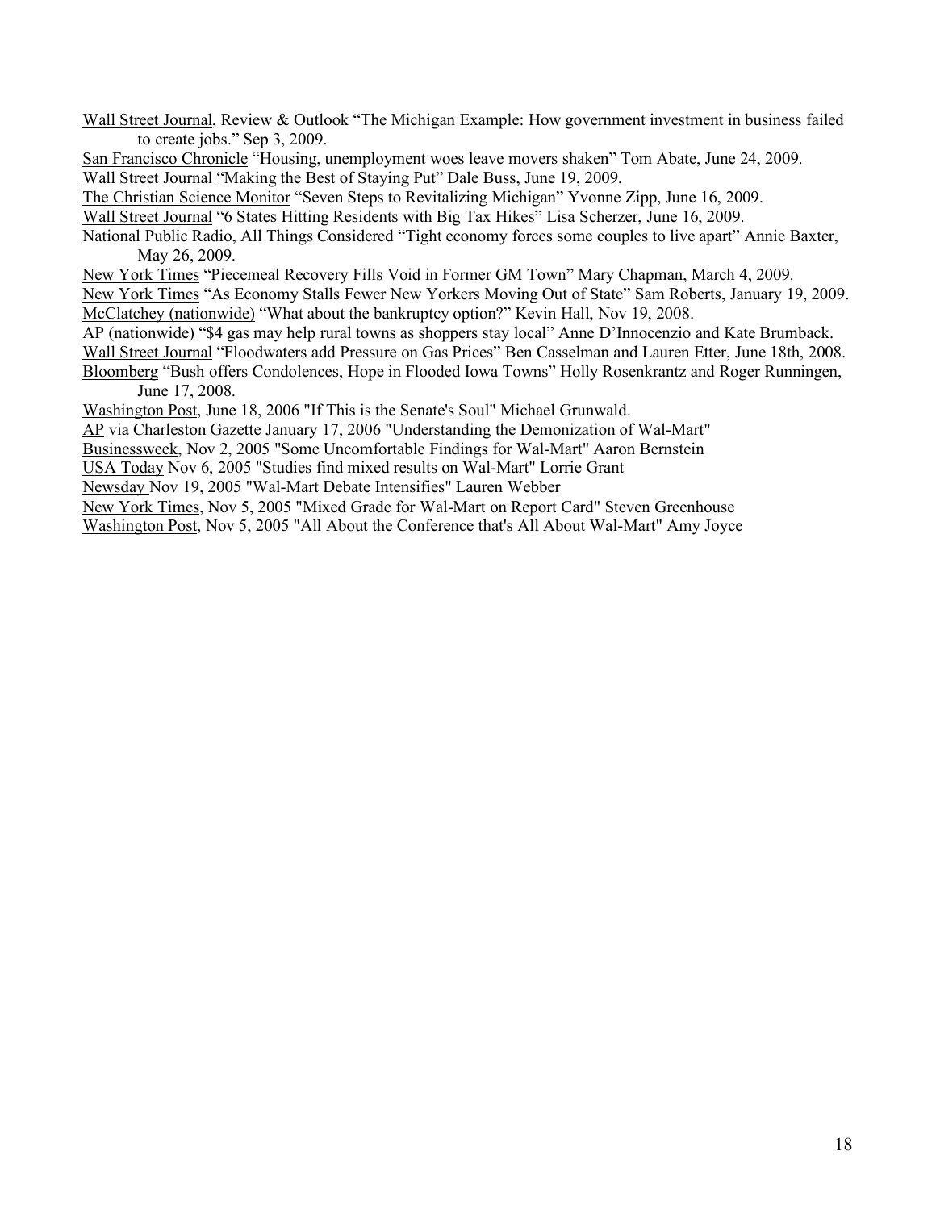Wall Street Journal, Review & Outlook "The Michigan Example: How government investment in business failed to create jobs." Sep 3, 2009.

San Francisco Chronicle "Housing, unemployment woes leave movers shaken" Tom Abate, June 24, 2009.

Wall Street Journal "Making the Best of Staying Put" Dale Buss, June 19, 2009.

The Christian Science Monitor "Seven Steps to Revitalizing Michigan" Yvonne Zipp, June 16, 2009.

Wall Street Journal "6 States Hitting Residents with Big Tax Hikes" Lisa Scherzer, June 16, 2009.

National Public Radio, All Things Considered "Tight economy forces some couples to live apart" Annie Baxter, May 26, 2009.

New York Times "Piecemeal Recovery Fills Void in Former GM Town" Mary Chapman, March 4, 2009.

New York Times "As Economy Stalls Fewer New Yorkers Moving Out of State" Sam Roberts, January 19, 2009.

McClatchey (nationwide) "What about the bankruptcy option?" Kevin Hall, Nov 19, 2008.

AP (nationwide) "$4 gas may help rural towns as shoppers stay local" Anne D'Innocenzio and Kate Brumback.

Wall Street Journal "Floodwaters add Pressure on Gas Prices" Ben Casselman and Lauren Etter, June 18th, 2008.

Bloomberg "Bush offers Condolences, Hope in Flooded Iowa Towns" Holly Rosenkrantz and Roger Runningen, June 17, 2008.

Washington Post, June 18, 2006 "If This is the Senate's Soul" Michael Grunwald.

AP via Charleston Gazette January 17, 2006 "Understanding the Demonization of Wal-Mart"

Businessweek, Nov 2, 2005 "Some Uncomfortable Findings for Wal-Mart" Aaron Bernstein

USA Today Nov 6, 2005 "Studies find mixed results on Wal-Mart" Lorrie Grant

Newsday Nov 19, 2005 "Wal-Mart Debate Intensifies" Lauren Webber

New York Times, Nov 5, 2005 "Mixed Grade for Wal-Mart on Report Card" Steven Greenhouse

Washington Post, Nov 5, 2005 "All About the Conference that's All About Wal-Mart" Amy Joyce